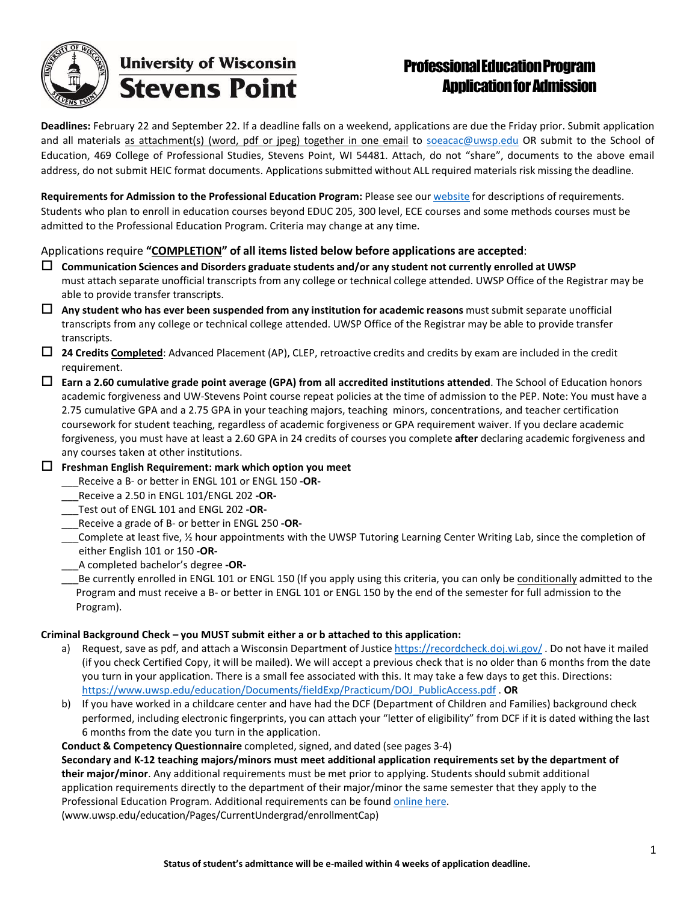# University of Wisconsin Stevens Point

# Professional Education Program Application for Admission

**Deadlines:** February 22 and September 22. If a deadline falls on a weekend, applications are due the Friday prior. Submit application and all materials as attachment(s) (word, pdf or jpeg) together in one email to soeacac@uwsp.edu OR submit to the School of Education, 469 College of Professional Studies, Stevens Point, WI 54481. Attach, do not "share", documents to the above email address, do not submit HEIC format documents. Applications submitted without ALL required materials risk missing the deadline.

**Requirements for Admission to the Professional Education Program:** Please see our website for descriptions of requirements. Students who plan to enroll in education courses beyond EDUC 205, 300 level, ECE courses and some methods courses must be admitted to the Professional Education Program. Criteria may change at any time.

Applications require **"COMPLETION" of all items listed below before applications are accepted**:

- ☐ **Communication Sciences and Disorders graduate students and/or any student not currently enrolled at UWSP** must attach separate unofficial transcripts from any college or technical college attended. UWSP Office of the Registrar may be able to provide transfer transcripts.
- ☐ **Any student who has ever been suspended from any institution for academic reasons** must submit separate unofficial transcripts from any college or technical college attended. UWSP Office of the Registrar may be able to provide transfer transcripts.
- ☐ **24 Credits Completed**: Advanced Placement (AP), CLEP, retroactive credits and credits by exam are included in the credit requirement.
- ☐ **Earn a 2.60 cumulative grade point average (GPA) from all accredited institutions attended**. The School of Education honors academic forgiveness and UW-Stevens Point course repeat policies at the time of admission to the PEP. Note: You must have a 2.75 cumulative GPA and a 2.75 GPA in your teaching majors, teaching minors, concentrations, and teacher certification coursework for student teaching, regardless of academic forgiveness or GPA requirement waiver. If you declare academic forgiveness, you must have at least a 2.60 GPA in 24 credits of courses you complete **after** declaring academic forgiveness and any courses taken at other institutions.
- ☐ **Freshman English Requirement: mark which option you meet**
  - ___Receive a B- or better in ENGL 101 or ENGL 150 **-OR-**
  - ___Receive a 2.50 in ENGL 101/ENGL 202 **-OR-**
  - ___Test out of ENGL 101 and ENGL 202 **-OR-**
  - ___Receive a grade of B- or better in ENGL 250 **-OR-**
  - ___Complete at least five, ½ hour appointments with the UWSP Tutoring Learning Center Writing Lab, since the completion of either English 101 or 150 **-OR-**
  - ___A completed bachelor's degree **-OR-**
  - ___Be currently enrolled in ENGL 101 or ENGL 150 (If you apply using this criteria, you can only be conditionally admitted to the Program and must receive a B- or better in ENGL 101 or ENGL 150 by the end of the semester for full admission to the Program).

**Criminal Background Check – you MUST submit either a or b attached to this application:**

a) Request, save as pdf, and attach a Wisconsin Department of Justice https://recordcheck.doj.wi.gov/ . Do not have it mailed (if you check Certified Copy, it will be mailed). We will accept a previous check that is no older than 6 months from the date you turn in your application. There is a small fee associated with this. It may take a few days to get this. Directions: https://www.uwsp.edu/education/Documents/fieldExp/Practicum/DOJ_PublicAccess.pdf . **OR**

b) If you have worked in a childcare center and have had the DCF (Department of Children and Families) background check performed, including electronic fingerprints, you can attach your "letter of eligibility" from DCF if it is dated withing the last 6 months from the date you turn in the application.

**Conduct & Competency Questionnaire** completed, signed, and dated (see pages 3-4)

**Secondary and K-12 teaching majors/minors must meet additional application requirements set by the department of their major/minor**. Any additional requirements must be met prior to applying. Students should submit additional application requirements directly to the department of their major/minor the same semester that they apply to the Professional Education Program. Additional requirements can be found online here. (www.uwsp.edu/education/Pages/CurrentUndergrad/enrollmentCap)

**Status of student's admittance will be e-mailed within 4 weeks of application deadline.**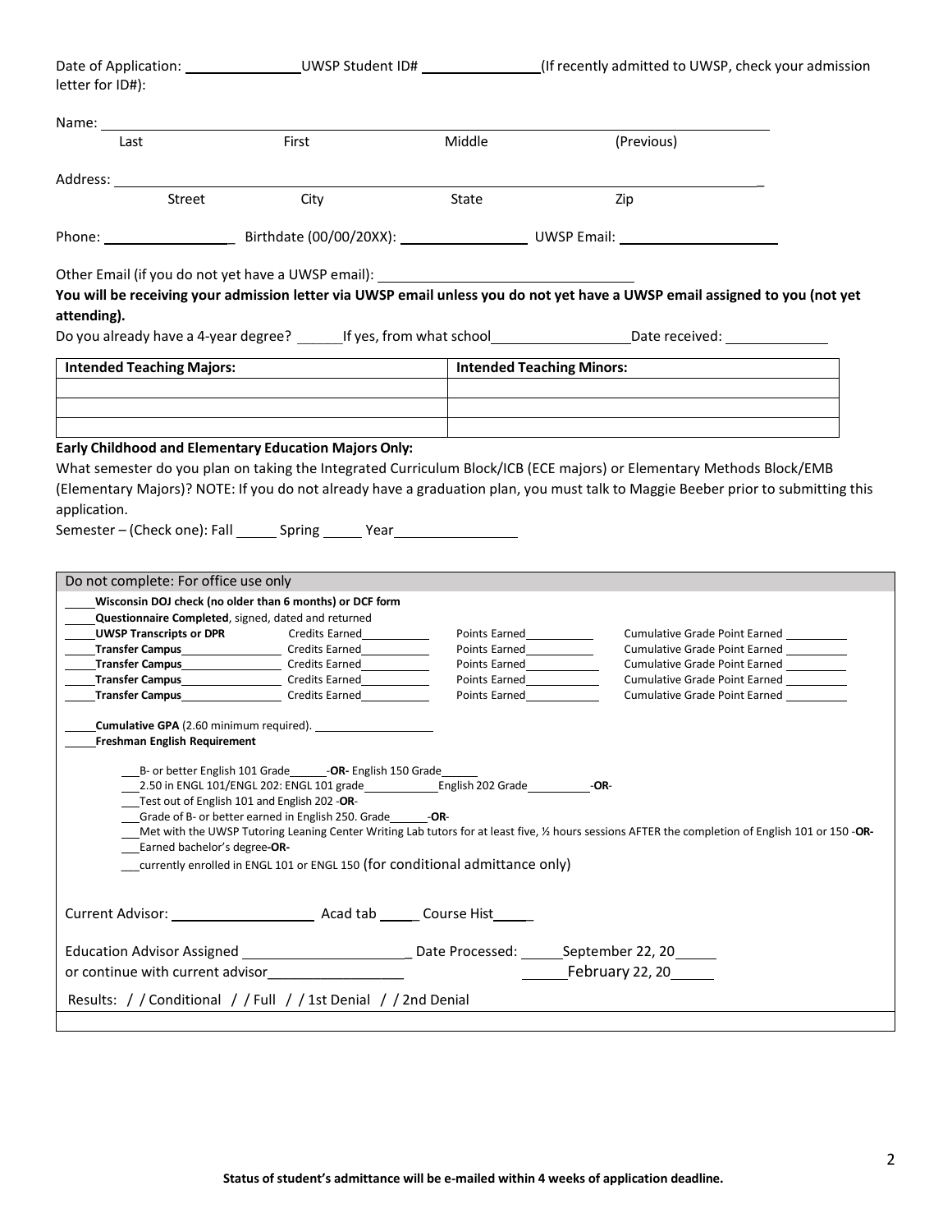Date of Application: _______________ UWSP Student ID# _______________ (If recently admitted to UWSP, check your admission letter for ID#):

Name: ______________________________________________________________

Last First Middle (Previous)

Address: ______________________________________________________________

Street City State Zip

Phone: _________________ Birthdate (00/00/20XX): _________________ UWSP Email: _____________________

Other Email (if you do not yet have a UWSP email): _________________________________

**You will be receiving your admission letter via UWSP email unless you do not yet have a UWSP email assigned to you (not yet attending).**

Do you already have a 4-year degree? ______ If yes, from what school __________________ Date received: ______________

| Intended Teaching Majors: | Intended Teaching Minors: |
|---|---|
| | |
| | |
| | |

**Early Childhood and Elementary Education Majors Only:**

What semester do you plan on taking the Integrated Curriculum Block/ICB (ECE majors) or Elementary Methods Block/EMB (Elementary Majors)? NOTE: If you do not already have a graduation plan, you must talk to Maggie Beeber prior to submitting this application.

Semester – (Check one): Fall _____ Spring _____ Year ________________

---

Do not complete: For office use only

_____ **Wisconsin DOJ check (no older than 6 months) or DCF form**

_____ **Questionnaire Completed**, signed, dated and returned

| | | | |
|---|---|---|---|
| _____ **UWSP Transcripts or DPR** | Credits Earned__________ | Points Earned__________ | Cumulative Grade Point Earned __________ |
| _____ **Transfer Campus**________________ | Credits Earned__________ | Points Earned__________ | Cumulative Grade Point Earned __________ |
| _____ **Transfer Campus**________________ | Credits Earned__________ | Points Earned__________ | Cumulative Grade Point Earned __________ |
| _____ **Transfer Campus**________________ | Credits Earned__________ | Points Earned__________ | Cumulative Grade Point Earned __________ |
| _____ **Transfer Campus**________________ | Credits Earned__________ | Points Earned__________ | Cumulative Grade Point Earned __________ |

_____ **Cumulative GPA** (2.60 minimum required). __________________

_____ **Freshman English Requirement**

- ___ B- or better English 101 Grade______ -**OR-** English 150 Grade______
- ___ 2.50 in ENGL 101/ENGL 202: ENGL 101 grade___________ English 202 Grade__________ -**OR**-
- ___ Test out of English 101 and English 202 -**OR**-
- ___ Grade of B- or better earned in English 250. Grade______ -**OR**-
- ___ Met with the UWSP Tutoring Leaning Center Writing Lab tutors for at least five, ½ hours sessions AFTER the completion of English 101 or 150 -**OR-**
- ___ Earned bachelor's degree-**OR-**
- ___ currently enrolled in ENGL 101 or ENGL 150 (for conditional admittance only)

Current Advisor: ___________________ Acad tab _____ Course Hist_____

Education Advisor Assigned ______________________ Date Processed: ______ September 22, 20______

or continue with current advisor__________________ ______ February 22, 20______

Results: / / Conditional / / Full / / 1st Denial / / 2nd Denial

**Status of student's admittance will be e-mailed within 4 weeks of application deadline.**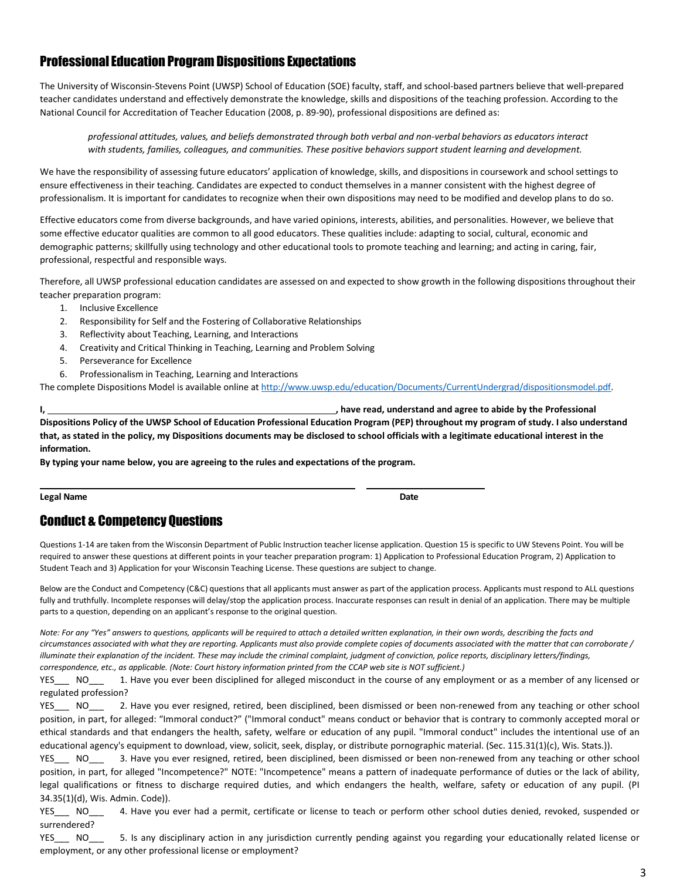## Professional Education Program Dispositions Expectations

The University of Wisconsin-Stevens Point (UWSP) School of Education (SOE) faculty, staff, and school-based partners believe that well-prepared teacher candidates understand and effectively demonstrate the knowledge, skills and dispositions of the teaching profession. According to the National Council for Accreditation of Teacher Education (2008, p. 89-90), professional dispositions are defined as:

> *professional attitudes, values, and beliefs demonstrated through both verbal and non-verbal behaviors as educators interact with students, families, colleagues, and communities. These positive behaviors support student learning and development.*

We have the responsibility of assessing future educators' application of knowledge, skills, and dispositions in coursework and school settings to ensure effectiveness in their teaching. Candidates are expected to conduct themselves in a manner consistent with the highest degree of professionalism. It is important for candidates to recognize when their own dispositions may need to be modified and develop plans to do so.

Effective educators come from diverse backgrounds, and have varied opinions, interests, abilities, and personalities. However, we believe that some effective educator qualities are common to all good educators. These qualities include: adapting to social, cultural, economic and demographic patterns; skillfully using technology and other educational tools to promote teaching and learning; and acting in caring, fair, professional, respectful and responsible ways.

Therefore, all UWSP professional education candidates are assessed on and expected to show growth in the following dispositions throughout their teacher preparation program:

1. Inclusive Excellence
2. Responsibility for Self and the Fostering of Collaborative Relationships
3. Reflectivity about Teaching, Learning, and Interactions
4. Creativity and Critical Thinking in Teaching, Learning and Problem Solving
5. Perseverance for Excellence
6. Professionalism in Teaching, Learning and Interactions

The complete Dispositions Model is available online at http://www.uwsp.edu/education/Documents/CurrentUndergrad/dispositionsmodel.pdf.

**I, ______________________________________, have read, understand and agree to abide by the Professional Dispositions Policy of the UWSP School of Education Professional Education Program (PEP) throughout my program of study. I also understand that, as stated in the policy, my Dispositions documents may be disclosed to school officials with a legitimate educational interest in the information.**

**By typing your name below, you are agreeing to the rules and expectations of the program.**

______________________________________ ____________________

**Legal Name** **Date**

## Conduct & Competency Questions

Questions 1-14 are taken from the Wisconsin Department of Public Instruction teacher license application. Question 15 is specific to UW Stevens Point. You will be required to answer these questions at different points in your teacher preparation program: 1) Application to Professional Education Program, 2) Application to Student Teach and 3) Application for your Wisconsin Teaching License. These questions are subject to change.

Below are the Conduct and Competency (C&C) questions that all applicants must answer as part of the application process. Applicants must respond to ALL questions fully and truthfully. Incomplete responses will delay/stop the application process. Inaccurate responses can result in denial of an application. There may be multiple parts to a question, depending on an applicant's response to the original question.

*Note: For any "Yes" answers to questions, applicants will be required to attach a detailed written explanation, in their own words, describing the facts and circumstances associated with what they are reporting. Applicants must also provide complete copies of documents associated with the matter that can corroborate / illuminate their explanation of the incident. These may include the criminal complaint, judgment of conviction, police reports, disciplinary letters/findings, correspondence, etc., as applicable. (Note: Court history information printed from the CCAP web site is NOT sufficient.)*

YES___ NO___ 1. Have you ever been disciplined for alleged misconduct in the course of any employment or as a member of any licensed or regulated profession?

YES___ NO___ 2. Have you ever resigned, retired, been disciplined, been dismissed or been non-renewed from any teaching or other school position, in part, for alleged: "Immoral conduct?" ("Immoral conduct" means conduct or behavior that is contrary to commonly accepted moral or ethical standards and that endangers the health, safety, welfare or education of any pupil. "Immoral conduct" includes the intentional use of an educational agency's equipment to download, view, solicit, seek, display, or distribute pornographic material. (Sec. 115.31(1)(c), Wis. Stats.)).

YES___ NO___ 3. Have you ever resigned, retired, been disciplined, been dismissed or been non-renewed from any teaching or other school position, in part, for alleged "Incompetence?" NOTE: "Incompetence" means a pattern of inadequate performance of duties or the lack of ability, legal qualifications or fitness to discharge required duties, and which endangers the health, welfare, safety or education of any pupil. (PI 34.35(1)(d), Wis. Admin. Code)).

YES___ NO___ 4. Have you ever had a permit, certificate or license to teach or perform other school duties denied, revoked, suspended or surrendered?

YES___ NO___ 5. Is any disciplinary action in any jurisdiction currently pending against you regarding your educationally related license or employment, or any other professional license or employment?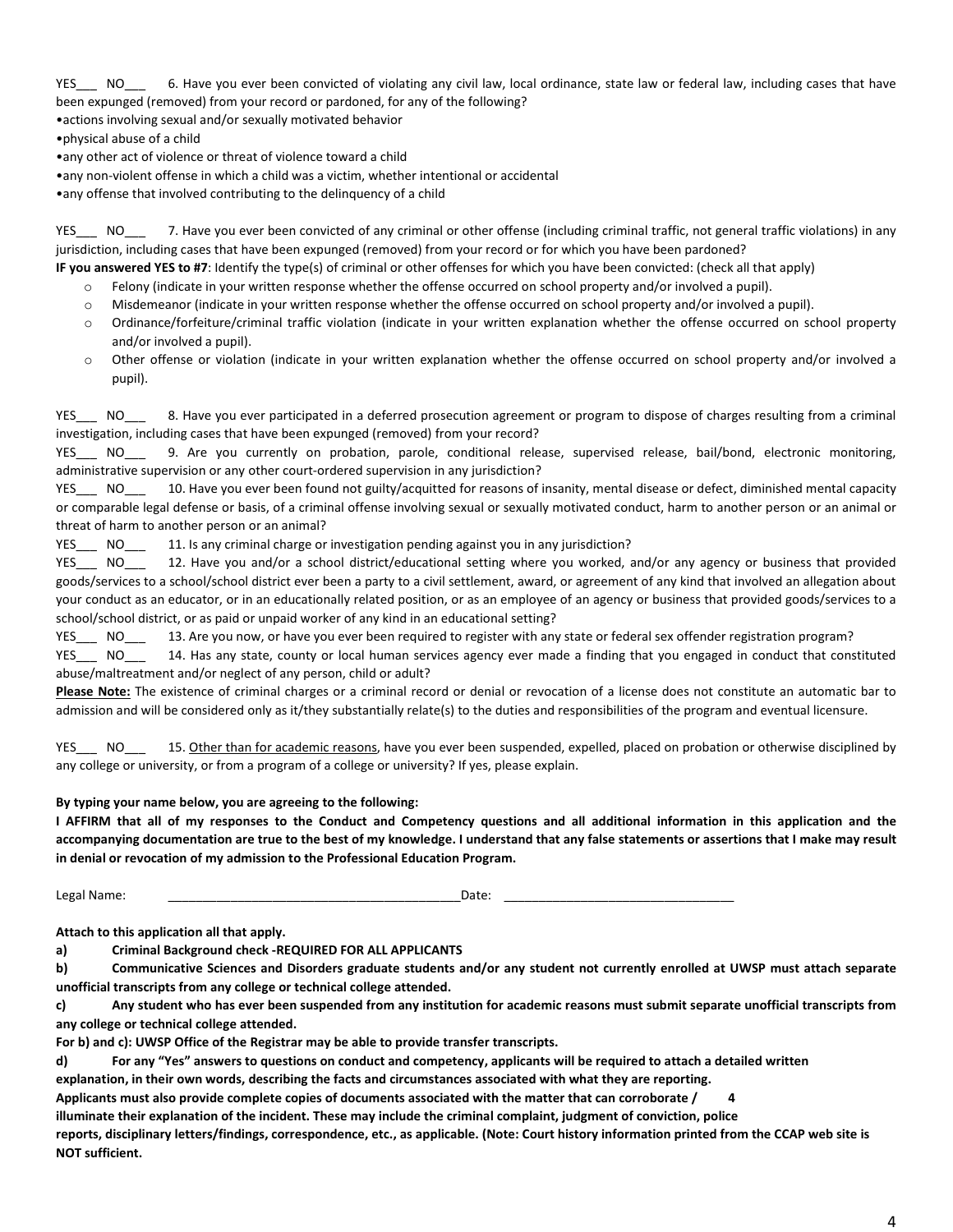YES___ NO___ 6. Have you ever been convicted of violating any civil law, local ordinance, state law or federal law, including cases that have been expunged (removed) from your record or pardoned, for any of the following?

- actions involving sexual and/or sexually motivated behavior
- physical abuse of a child
- any other act of violence or threat of violence toward a child
- any non-violent offense in which a child was a victim, whether intentional or accidental
- any offense that involved contributing to the delinquency of a child

YES___ NO___ 7. Have you ever been convicted of any criminal or other offense (including criminal traffic, not general traffic violations) in any jurisdiction, including cases that have been expunged (removed) from your record or for which you have been pardoned?

**IF you answered YES to #7**: Identify the type(s) of criminal or other offenses for which you have been convicted: (check all that apply)

- Felony (indicate in your written response whether the offense occurred on school property and/or involved a pupil).
- Misdemeanor (indicate in your written response whether the offense occurred on school property and/or involved a pupil).
- Ordinance/forfeiture/criminal traffic violation (indicate in your written explanation whether the offense occurred on school property and/or involved a pupil).
- Other offense or violation (indicate in your written explanation whether the offense occurred on school property and/or involved a pupil).

YES___ NO___ 8. Have you ever participated in a deferred prosecution agreement or program to dispose of charges resulting from a criminal investigation, including cases that have been expunged (removed) from your record?

YES___ NO___ 9. Are you currently on probation, parole, conditional release, supervised release, bail/bond, electronic monitoring, administrative supervision or any other court-ordered supervision in any jurisdiction?

YES___ NO___ 10. Have you ever been found not guilty/acquitted for reasons of insanity, mental disease or defect, diminished mental capacity or comparable legal defense or basis, of a criminal offense involving sexual or sexually motivated conduct, harm to another person or an animal or threat of harm to another person or an animal?

YES___ NO___ 11. Is any criminal charge or investigation pending against you in any jurisdiction?

YES___ NO___ 12. Have you and/or a school district/educational setting where you worked, and/or any agency or business that provided goods/services to a school/school district ever been a party to a civil settlement, award, or agreement of any kind that involved an allegation about your conduct as an educator, or in an educationally related position, or as an employee of an agency or business that provided goods/services to a school/school district, or as paid or unpaid worker of any kind in an educational setting?

YES___ NO___ 13. Are you now, or have you ever been required to register with any state or federal sex offender registration program?

YES___ NO___ 14. Has any state, county or local human services agency ever made a finding that you engaged in conduct that constituted abuse/maltreatment and/or neglect of any person, child or adult?

**Please Note:** The existence of criminal charges or a criminal record or denial or revocation of a license does not constitute an automatic bar to admission and will be considered only as it/they substantially relate(s) to the duties and responsibilities of the program and eventual licensure.

YES___ NO___ 15. Other than for academic reasons, have you ever been suspended, expelled, placed on probation or otherwise disciplined by any college or university, or from a program of a college or university? If yes, please explain.

**By typing your name below, you are agreeing to the following:**

**I AFFIRM that all of my responses to the Conduct and Competency questions and all additional information in this application and the accompanying documentation are true to the best of my knowledge. I understand that any false statements or assertions that I make may result in denial or revocation of my admission to the Professional Education Program.**

Legal Name: ________________________________________ Date: ________________________________

**Attach to this application all that apply.**

**a) Criminal Background check -REQUIRED FOR ALL APPLICANTS**

**b) Communicative Sciences and Disorders graduate students and/or any student not currently enrolled at UWSP must attach separate unofficial transcripts from any college or technical college attended.**

**c) Any student who has ever been suspended from any institution for academic reasons must submit separate unofficial transcripts from any college or technical college attended.**

**For b) and c): UWSP Office of the Registrar may be able to provide transfer transcripts.**

**d) For any "Yes" answers to questions on conduct and competency, applicants will be required to attach a detailed written explanation, in their own words, describing the facts and circumstances associated with what they are reporting.**

**Applicants must also provide complete copies of documents associated with the matter that can corroborate / illuminate their explanation of the incident. These may include the criminal complaint, judgment of conviction, police reports, disciplinary letters/findings, correspondence, etc., as applicable. (Note: Court history information printed from the CCAP web site is NOT sufficient.**